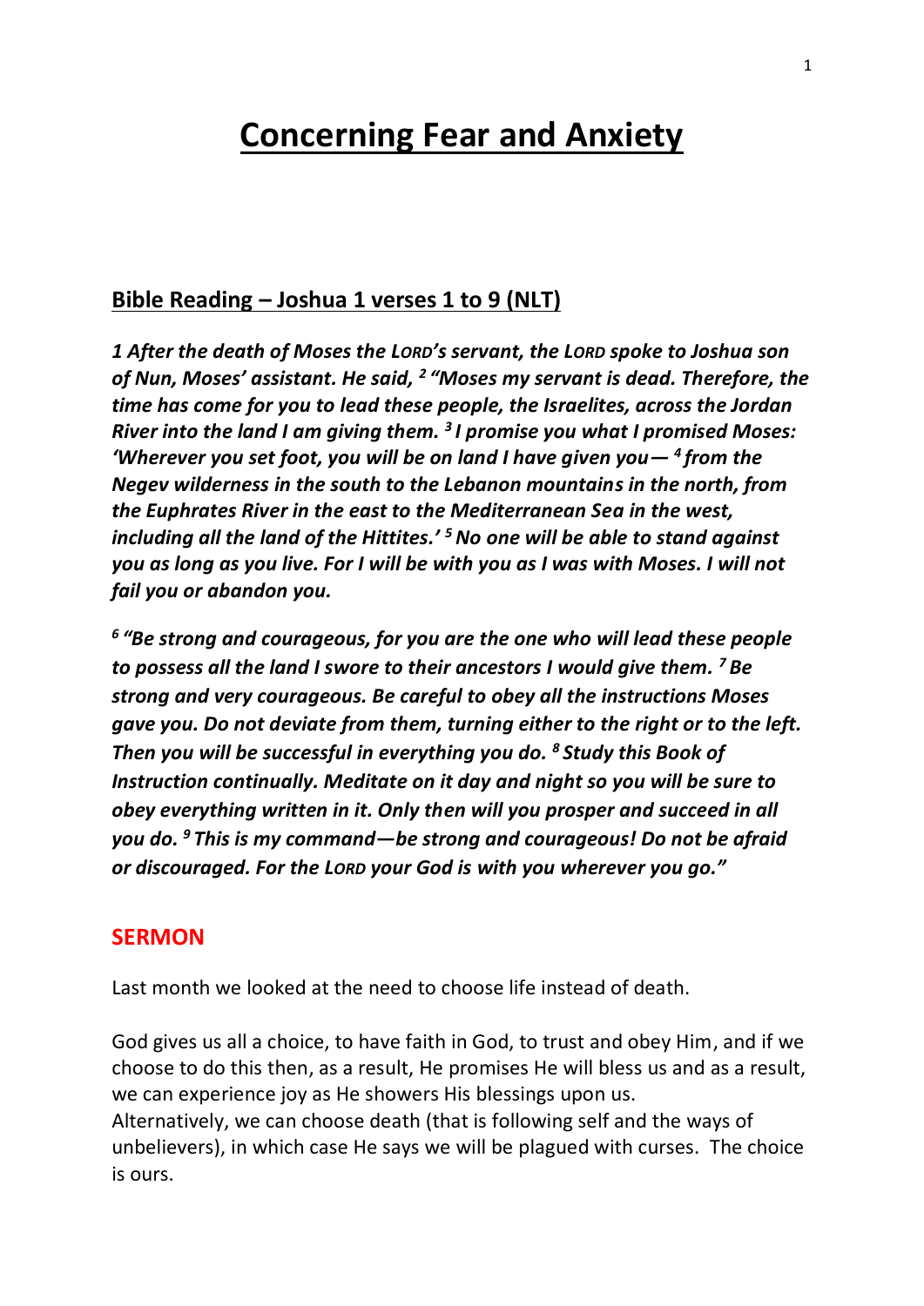# Concerning Fear and Anxiety

## Bible Reading – Joshua 1 verses 1 to 9 (NLT)

***1 After the death of Moses the LORD's servant, the LORD spoke to Joshua son of Nun, Moses' assistant. He said, [2] "Moses my servant is dead. Therefore, the time has come for you to lead these people, the Israelites, across the Jordan River into the land I am giving them. [3] I promise you what I promised Moses: 'Wherever you set foot, you will be on land I have given you— [4] from the Negev wilderness in the south to the Lebanon mountains in the north, from the Euphrates River in the east to the Mediterranean Sea in the west, including all the land of the Hittites.' [5] No one will be able to stand against you as long as you live. For I will be with you as I was with Moses. I will not fail you or abandon you.***

***[6] "Be strong and courageous, for you are the one who will lead these people to possess all the land I swore to their ancestors I would give them. [7] Be strong and very courageous. Be careful to obey all the instructions Moses gave you. Do not deviate from them, turning either to the right or to the left. Then you will be successful in everything you do. [8] Study this Book of Instruction continually. Meditate on it day and night so you will be sure to obey everything written in it. Only then will you prosper and succeed in all you do. [9] This is my command—be strong and courageous! Do not be afraid or discouraged. For the LORD your God is with you wherever you go."***

## SERMON

Last month we looked at the need to choose life instead of death.

God gives us all a choice, to have faith in God, to trust and obey Him, and if we choose to do this then, as a result, He promises He will bless us and as a result, we can experience joy as He showers His blessings upon us.
Alternatively, we can choose death (that is following self and the ways of unbelievers), in which case He says we will be plagued with curses. The choice is ours.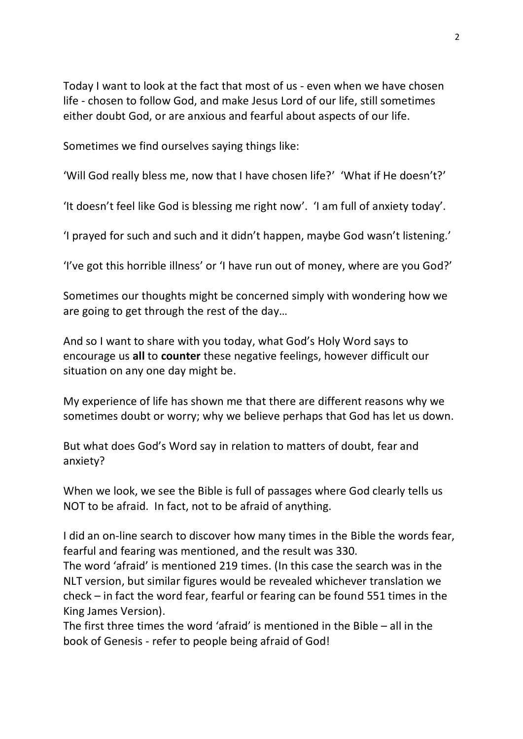Today I want to look at the fact that most of us - even when we have chosen life - chosen to follow God, and make Jesus Lord of our life, still sometimes either doubt God, or are anxious and fearful about aspects of our life.

Sometimes we find ourselves saying things like:

'Will God really bless me, now that I have chosen life?' 'What if He doesn't?'

'It doesn't feel like God is blessing me right now'. 'I am full of anxiety today'.

'I prayed for such and such and it didn't happen, maybe God wasn't listening.'

'I've got this horrible illness' or 'I have run out of money, where are you God?'

Sometimes our thoughts might be concerned simply with wondering how we are going to get through the rest of the day…

And so I want to share with you today, what God's Holy Word says to encourage us **all** to **counter** these negative feelings, however difficult our situation on any one day might be.

My experience of life has shown me that there are different reasons why we sometimes doubt or worry; why we believe perhaps that God has let us down.

But what does God's Word say in relation to matters of doubt, fear and anxiety?

When we look, we see the Bible is full of passages where God clearly tells us NOT to be afraid. In fact, not to be afraid of anything.

I did an on-line search to discover how many times in the Bible the words fear, fearful and fearing was mentioned, and the result was 330.
The word 'afraid' is mentioned 219 times. (In this case the search was in the NLT version, but similar figures would be revealed whichever translation we check – in fact the word fear, fearful or fearing can be found 551 times in the King James Version).
The first three times the word 'afraid' is mentioned in the Bible – all in the book of Genesis - refer to people being afraid of God!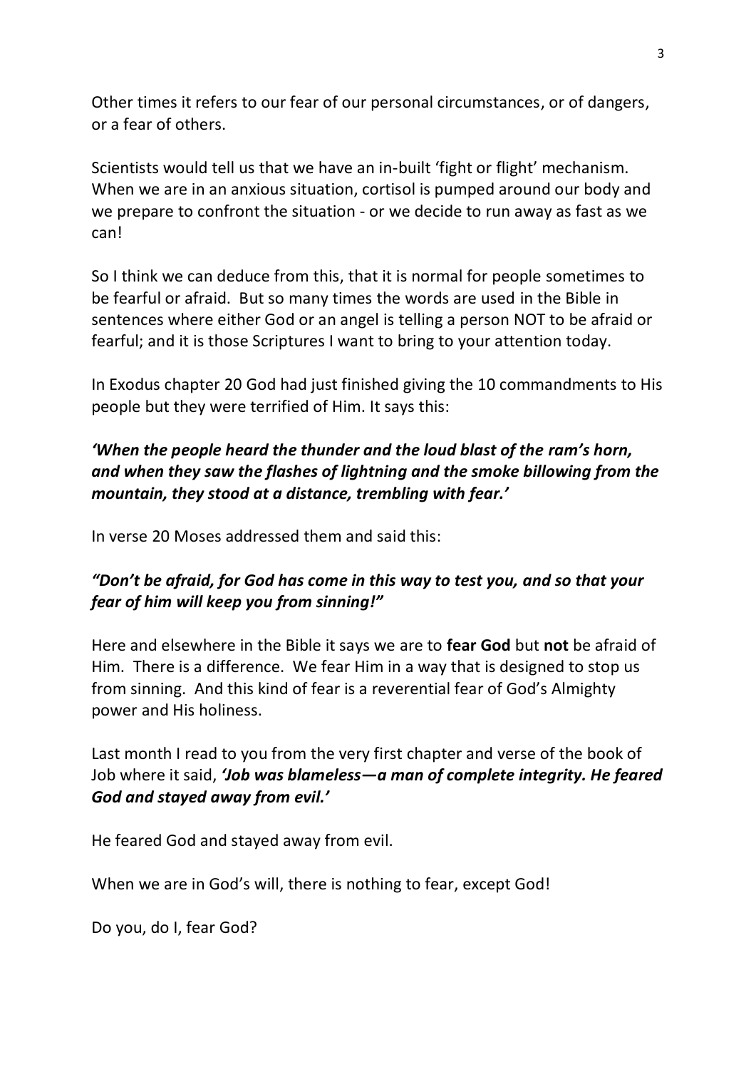Other times it refers to our fear of our personal circumstances, or of dangers, or a fear of others.

Scientists would tell us that we have an in-built 'fight or flight' mechanism. When we are in an anxious situation, cortisol is pumped around our body and we prepare to confront the situation - or we decide to run away as fast as we can!

So I think we can deduce from this, that it is normal for people sometimes to be fearful or afraid. But so many times the words are used in the Bible in sentences where either God or an angel is telling a person NOT to be afraid or fearful; and it is those Scriptures I want to bring to your attention today.

In Exodus chapter 20 God had just finished giving the 10 commandments to His people but they were terrified of Him. It says this:

***'When the people heard the thunder and the loud blast of the ram's horn, and when they saw the flashes of lightning and the smoke billowing from the mountain, they stood at a distance, trembling with fear.'***

In verse 20 Moses addressed them and said this:

***"Don't be afraid, for God has come in this way to test you, and so that your fear of him will keep you from sinning!"***

Here and elsewhere in the Bible it says we are to **fear God** but **not** be afraid of Him. There is a difference. We fear Him in a way that is designed to stop us from sinning. And this kind of fear is a reverential fear of God's Almighty power and His holiness.

Last month I read to you from the very first chapter and verse of the book of Job where it said, ***'Job was blameless—a man of complete integrity. He feared God and stayed away from evil.'***

He feared God and stayed away from evil.

When we are in God's will, there is nothing to fear, except God!

Do you, do I, fear God?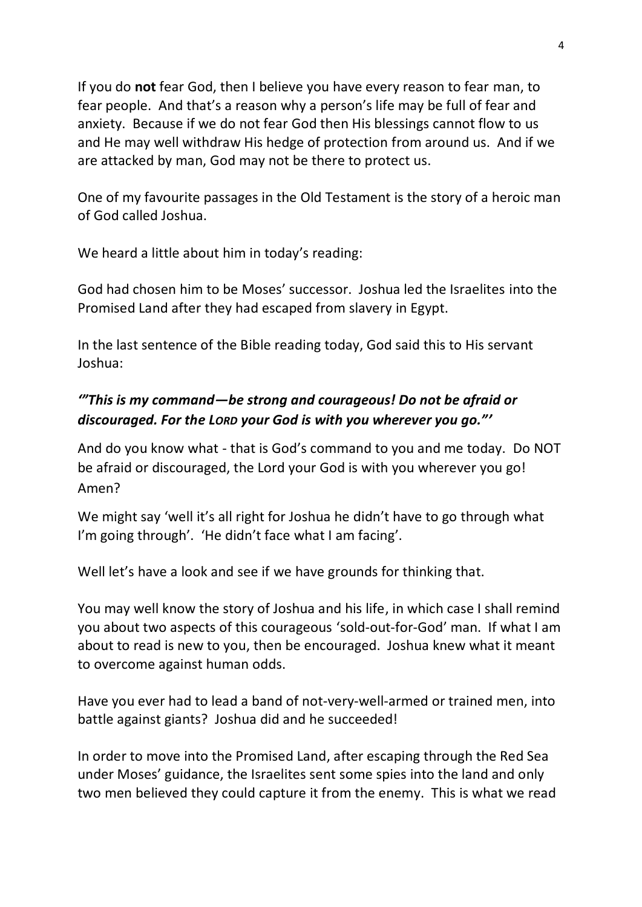If you do **not** fear God, then I believe you have every reason to fear man, to fear people. And that's a reason why a person's life may be full of fear and anxiety. Because if we do not fear God then His blessings cannot flow to us and He may well withdraw His hedge of protection from around us. And if we are attacked by man, God may not be there to protect us.

One of my favourite passages in the Old Testament is the story of a heroic man of God called Joshua.

We heard a little about him in today's reading:

God had chosen him to be Moses' successor. Joshua led the Israelites into the Promised Land after they had escaped from slavery in Egypt.

In the last sentence of the Bible reading today, God said this to His servant Joshua:

***'"This is my command—be strong and courageous! Do not be afraid or discouraged. For the LORD your God is with you wherever you go."'***

And do you know what - that is God's command to you and me today. Do NOT be afraid or discouraged, the Lord your God is with you wherever you go! Amen?

We might say 'well it's all right for Joshua he didn't have to go through what I'm going through'. 'He didn't face what I am facing'.

Well let's have a look and see if we have grounds for thinking that.

You may well know the story of Joshua and his life, in which case I shall remind you about two aspects of this courageous 'sold-out-for-God' man. If what I am about to read is new to you, then be encouraged. Joshua knew what it meant to overcome against human odds.

Have you ever had to lead a band of not-very-well-armed or trained men, into battle against giants? Joshua did and he succeeded!

In order to move into the Promised Land, after escaping through the Red Sea under Moses' guidance, the Israelites sent some spies into the land and only two men believed they could capture it from the enemy. This is what we read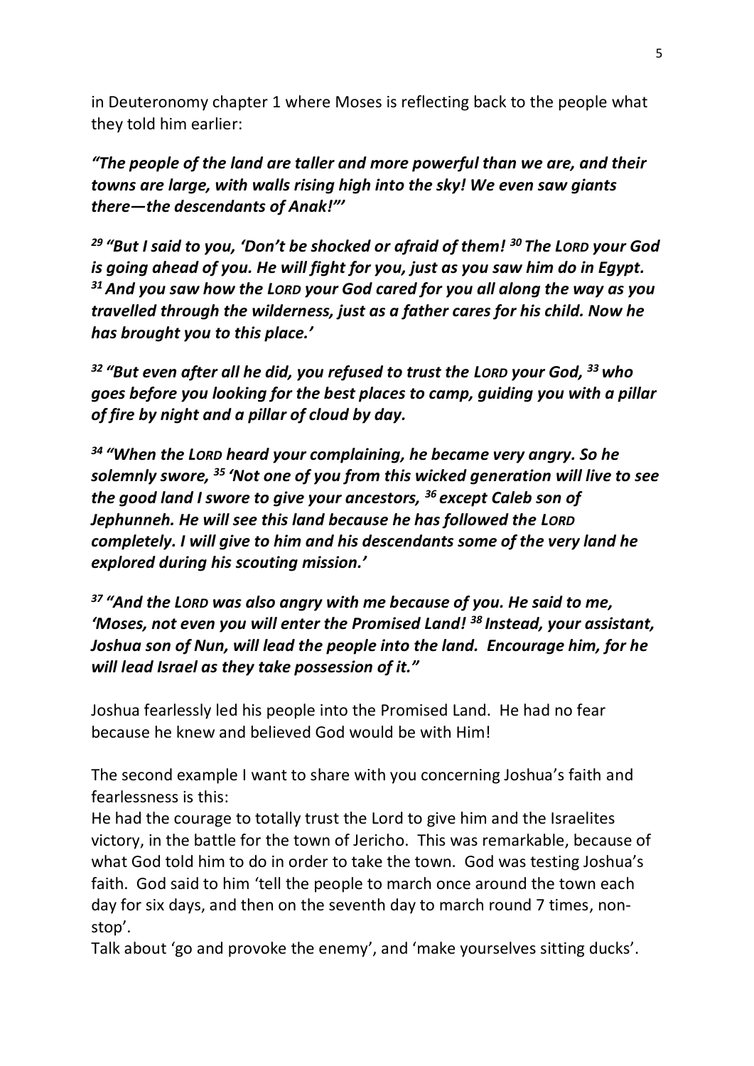in Deuteronomy chapter 1 where Moses is reflecting back to the people what they told him earlier:

***"The people of the land are taller and more powerful than we are, and their towns are large, with walls rising high into the sky! We even saw giants there—the descendants of Anak!"'***

***[29] "But I said to you, 'Don't be shocked or afraid of them! [30] The LORD your God is going ahead of you. He will fight for you, just as you saw him do in Egypt. [31] And you saw how the LORD your God cared for you all along the way as you travelled through the wilderness, just as a father cares for his child. Now he has brought you to this place.'***

***[32] "But even after all he did, you refused to trust the LORD your God, [33] who goes before you looking for the best places to camp, guiding you with a pillar of fire by night and a pillar of cloud by day.***

***[34] "When the LORD heard your complaining, he became very angry. So he solemnly swore, [35] 'Not one of you from this wicked generation will live to see the good land I swore to give your ancestors, [36] except Caleb son of Jephunneh. He will see this land because he has followed the LORD completely. I will give to him and his descendants some of the very land he explored during his scouting mission.'***

***[37] "And the LORD was also angry with me because of you. He said to me, 'Moses, not even you will enter the Promised Land! [38] Instead, your assistant, Joshua son of Nun, will lead the people into the land. Encourage him, for he will lead Israel as they take possession of it."***

Joshua fearlessly led his people into the Promised Land. He had no fear because he knew and believed God would be with Him!

The second example I want to share with you concerning Joshua's faith and fearlessness is this:
He had the courage to totally trust the Lord to give him and the Israelites victory, in the battle for the town of Jericho. This was remarkable, because of what God told him to do in order to take the town. God was testing Joshua's faith. God said to him 'tell the people to march once around the town each day for six days, and then on the seventh day to march round 7 times, non-stop'.
Talk about 'go and provoke the enemy', and 'make yourselves sitting ducks'.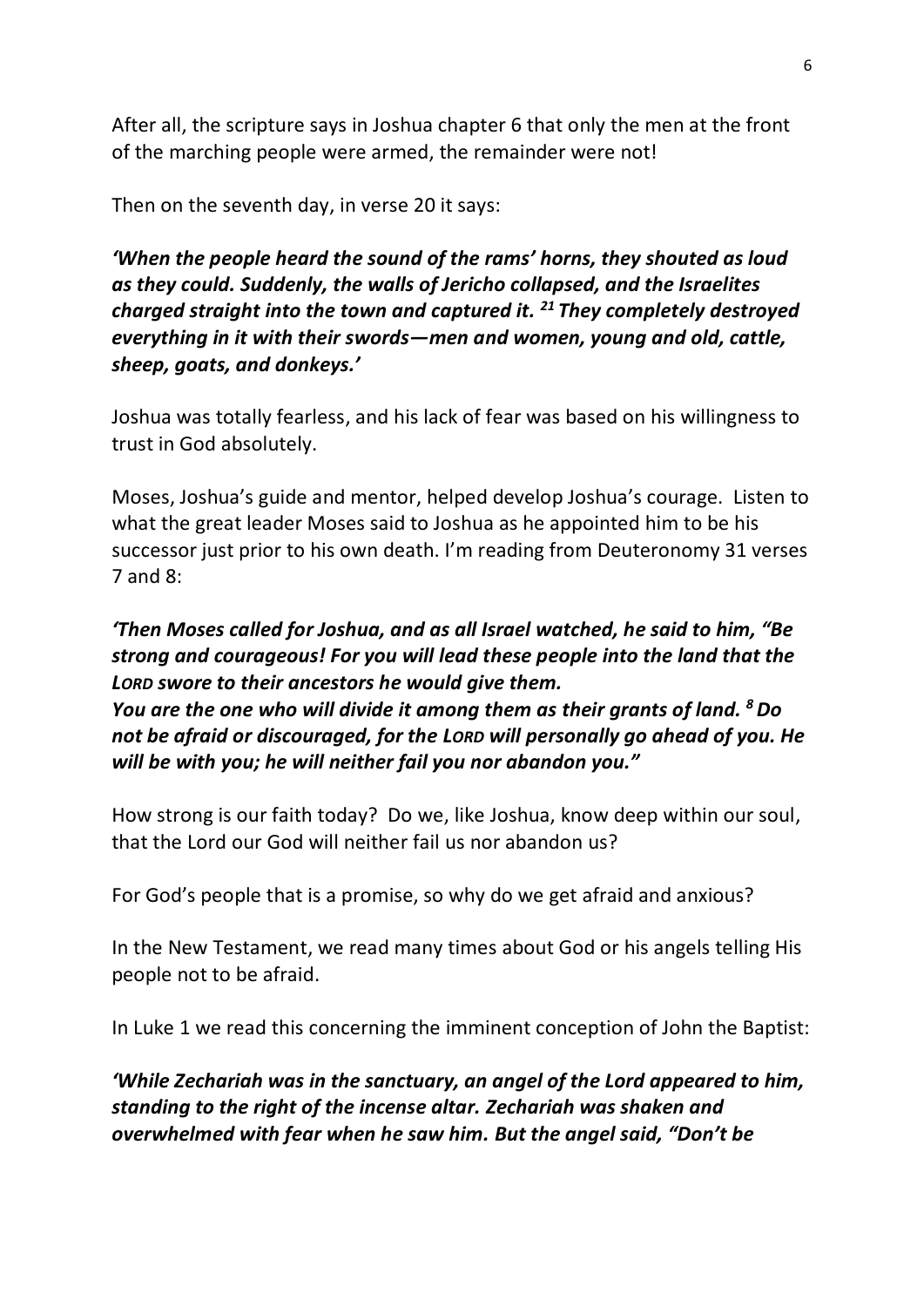After all, the scripture says in Joshua chapter 6 that only the men at the front of the marching people were armed, the remainder were not!

Then on the seventh day, in verse 20 it says:

***'When the people heard the sound of the rams' horns, they shouted as loud as they could. Suddenly, the walls of Jericho collapsed, and the Israelites charged straight into the town and captured it. [21] They completely destroyed everything in it with their swords—men and women, young and old, cattle, sheep, goats, and donkeys.'***

Joshua was totally fearless, and his lack of fear was based on his willingness to trust in God absolutely.

Moses, Joshua's guide and mentor, helped develop Joshua's courage. Listen to what the great leader Moses said to Joshua as he appointed him to be his successor just prior to his own death. I'm reading from Deuteronomy 31 verses 7 and 8:

***'Then Moses called for Joshua, and as all Israel watched, he said to him, "Be strong and courageous! For you will lead these people into the land that the LORD swore to their ancestors he would give them.***
***You are the one who will divide it among them as their grants of land. [8] Do not be afraid or discouraged, for the LORD will personally go ahead of you. He will be with you; he will neither fail you nor abandon you."***

How strong is our faith today? Do we, like Joshua, know deep within our soul, that the Lord our God will neither fail us nor abandon us?

For God's people that is a promise, so why do we get afraid and anxious?

In the New Testament, we read many times about God or his angels telling His people not to be afraid.

In Luke 1 we read this concerning the imminent conception of John the Baptist:

***'While Zechariah was in the sanctuary, an angel of the Lord appeared to him, standing to the right of the incense altar. Zechariah was shaken and overwhelmed with fear when he saw him. But the angel said, "Don't be***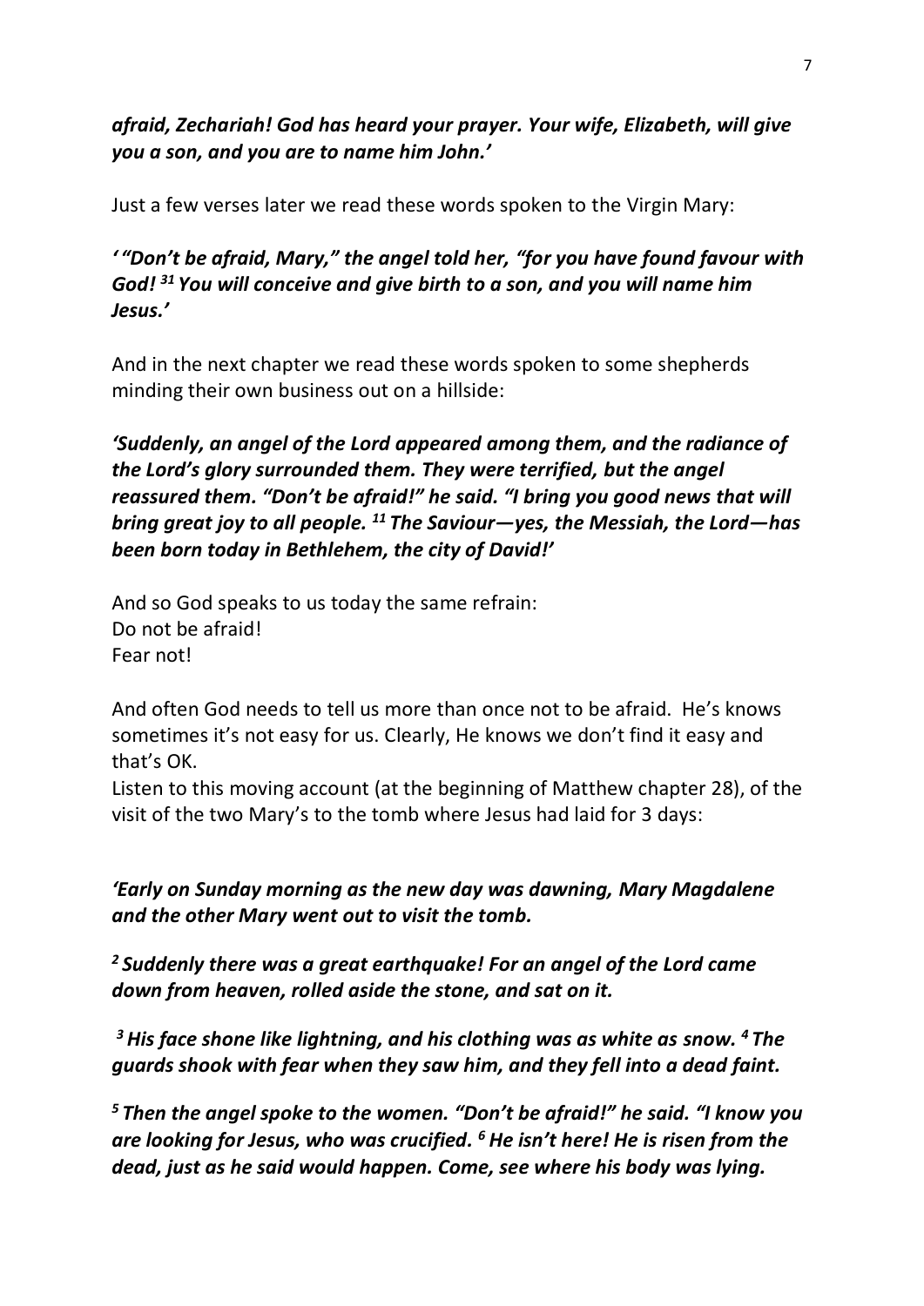***afraid, Zechariah! God has heard your prayer. Your wife, Elizabeth, will give you a son, and you are to name him John.'***

Just a few verses later we read these words spoken to the Virgin Mary:

***' "Don't be afraid, Mary," the angel told her, "for you have found favour with God! [31] You will conceive and give birth to a son, and you will name him Jesus.'***

And in the next chapter we read these words spoken to some shepherds minding their own business out on a hillside:

***'Suddenly, an angel of the Lord appeared among them, and the radiance of the Lord's glory surrounded them. They were terrified, but the angel reassured them. "Don't be afraid!" he said. "I bring you good news that will bring great joy to all people. [11] The Saviour—yes, the Messiah, the Lord—has been born today in Bethlehem, the city of David!'***

And so God speaks to us today the same refrain:
Do not be afraid!
Fear not!

And often God needs to tell us more than once not to be afraid. He's knows sometimes it's not easy for us. Clearly, He knows we don't find it easy and that's OK.
Listen to this moving account (at the beginning of Matthew chapter 28), of the visit of the two Mary's to the tomb where Jesus had laid for 3 days:

***'Early on Sunday morning as the new day was dawning, Mary Magdalene and the other Mary went out to visit the tomb.***

***[2] Suddenly there was a great earthquake! For an angel of the Lord came down from heaven, rolled aside the stone, and sat on it.***

***[3] His face shone like lightning, and his clothing was as white as snow. [4] The guards shook with fear when they saw him, and they fell into a dead faint.***

***[5] Then the angel spoke to the women. "Don't be afraid!" he said. "I know you are looking for Jesus, who was crucified. [6] He isn't here! He is risen from the dead, just as he said would happen. Come, see where his body was lying.***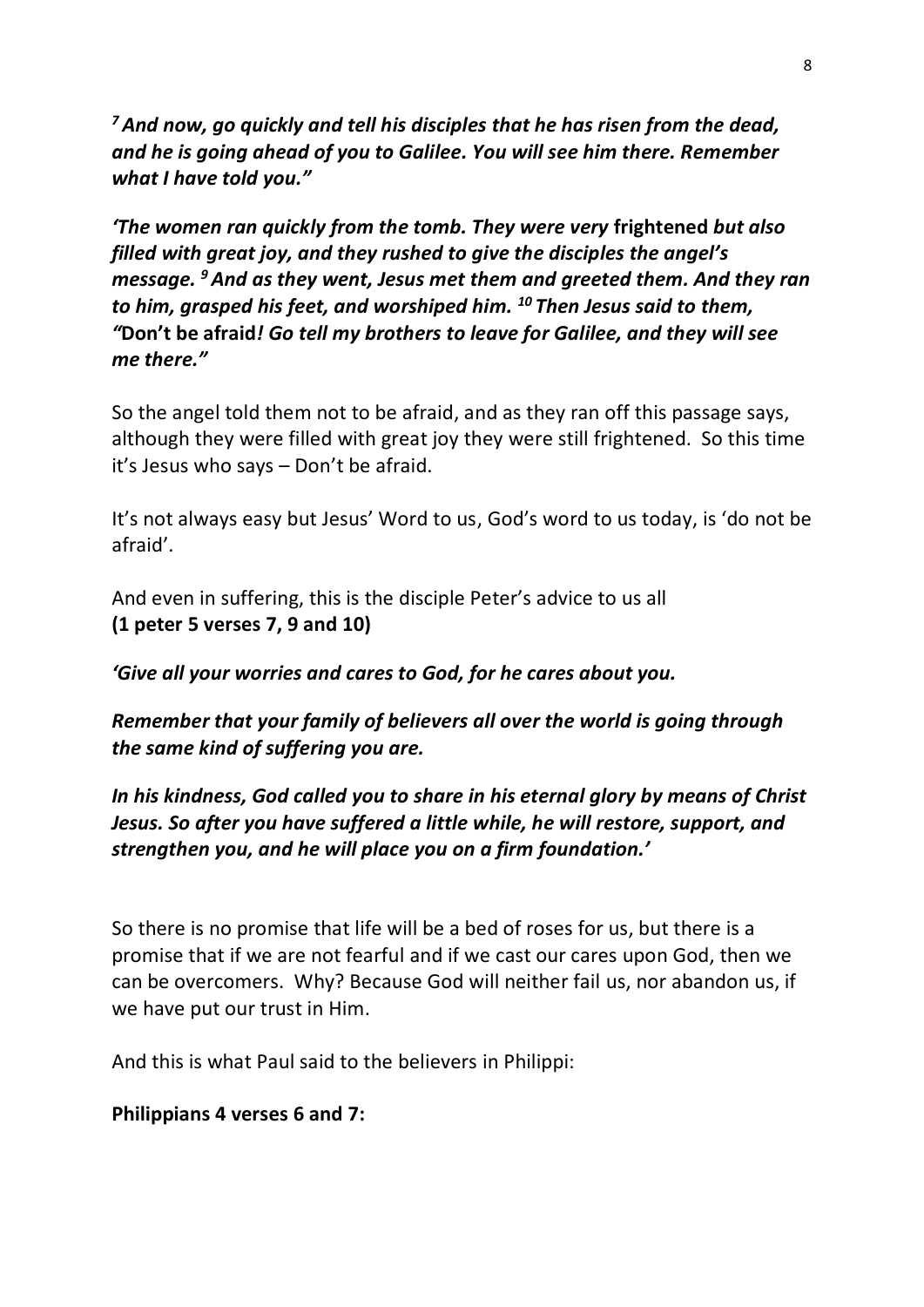***[7] And now, go quickly and tell his disciples that he has risen from the dead, and he is going ahead of you to Galilee. You will see him there. Remember what I have told you."***

***'The women ran quickly from the tomb. They were very* frightened *but also filled with great joy, and they rushed to give the disciples the angel's message. [9] And as they went, Jesus met them and greeted them. And they ran to him, grasped his feet, and worshiped him. [10] Then Jesus said to them, "*Don't be afraid*! Go tell my brothers to leave for Galilee, and they will see me there."***

So the angel told them not to be afraid, and as they ran off this passage says, although they were filled with great joy they were still frightened. So this time it's Jesus who says – Don't be afraid.

It's not always easy but Jesus' Word to us, God's word to us today, is 'do not be afraid'.

And even in suffering, this is the disciple Peter's advice to us all
**(1 peter 5 verses 7, 9 and 10)**

***'Give all your worries and cares to God, for he cares about you.***

***Remember that your family of believers all over the world is going through the same kind of suffering you are.***

***In his kindness, God called you to share in his eternal glory by means of Christ Jesus. So after you have suffered a little while, he will restore, support, and strengthen you, and he will place you on a firm foundation.'***

So there is no promise that life will be a bed of roses for us, but there is a promise that if we are not fearful and if we cast our cares upon God, then we can be overcomers. Why? Because God will neither fail us, nor abandon us, if we have put our trust in Him.

And this is what Paul said to the believers in Philippi:

**Philippians 4 verses 6 and 7:**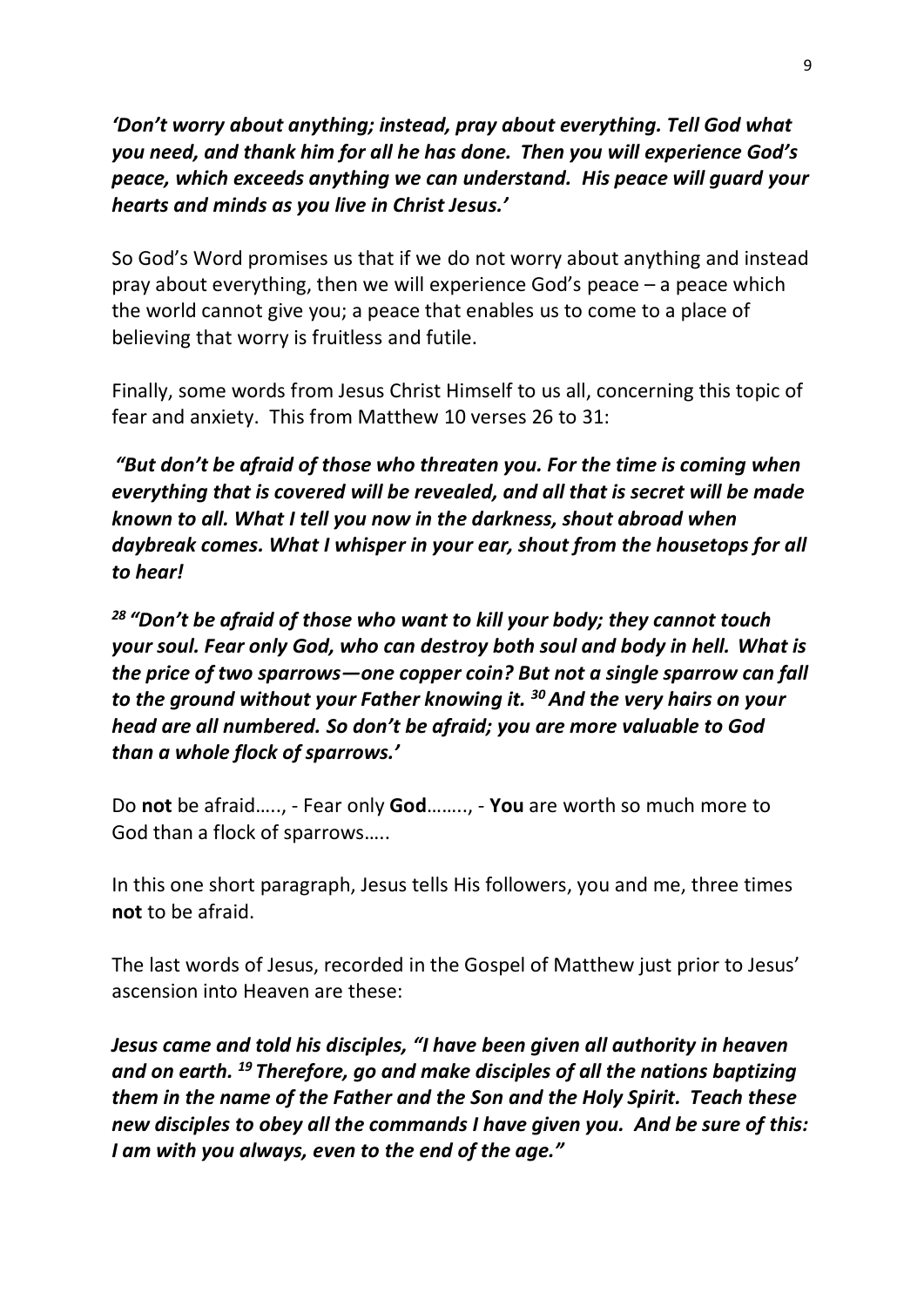***'Don't worry about anything; instead, pray about everything. Tell God what you need, and thank him for all he has done. Then you will experience God's peace, which exceeds anything we can understand. His peace will guard your hearts and minds as you live in Christ Jesus.'***

So God's Word promises us that if we do not worry about anything and instead pray about everything, then we will experience God's peace – a peace which the world cannot give you; a peace that enables us to come to a place of believing that worry is fruitless and futile.

Finally, some words from Jesus Christ Himself to us all, concerning this topic of fear and anxiety. This from Matthew 10 verses 26 to 31:

***"But don't be afraid of those who threaten you. For the time is coming when everything that is covered will be revealed, and all that is secret will be made known to all. What I tell you now in the darkness, shout abroad when daybreak comes. What I whisper in your ear, shout from the housetops for all to hear!***

***[28] "Don't be afraid of those who want to kill your body; they cannot touch your soul. Fear only God, who can destroy both soul and body in hell. What is the price of two sparrows—one copper coin? But not a single sparrow can fall to the ground without your Father knowing it. [30] And the very hairs on your head are all numbered. So don't be afraid; you are more valuable to God than a whole flock of sparrows.'***

Do **not** be afraid….., - Fear only **God**…….., - **You** are worth so much more to God than a flock of sparrows…..

In this one short paragraph, Jesus tells His followers, you and me, three times **not** to be afraid.

The last words of Jesus, recorded in the Gospel of Matthew just prior to Jesus' ascension into Heaven are these:

***Jesus came and told his disciples, "I have been given all authority in heaven and on earth. [19] Therefore, go and make disciples of all the nations baptizing them in the name of the Father and the Son and the Holy Spirit. Teach these new disciples to obey all the commands I have given you. And be sure of this: I am with you always, even to the end of the age."***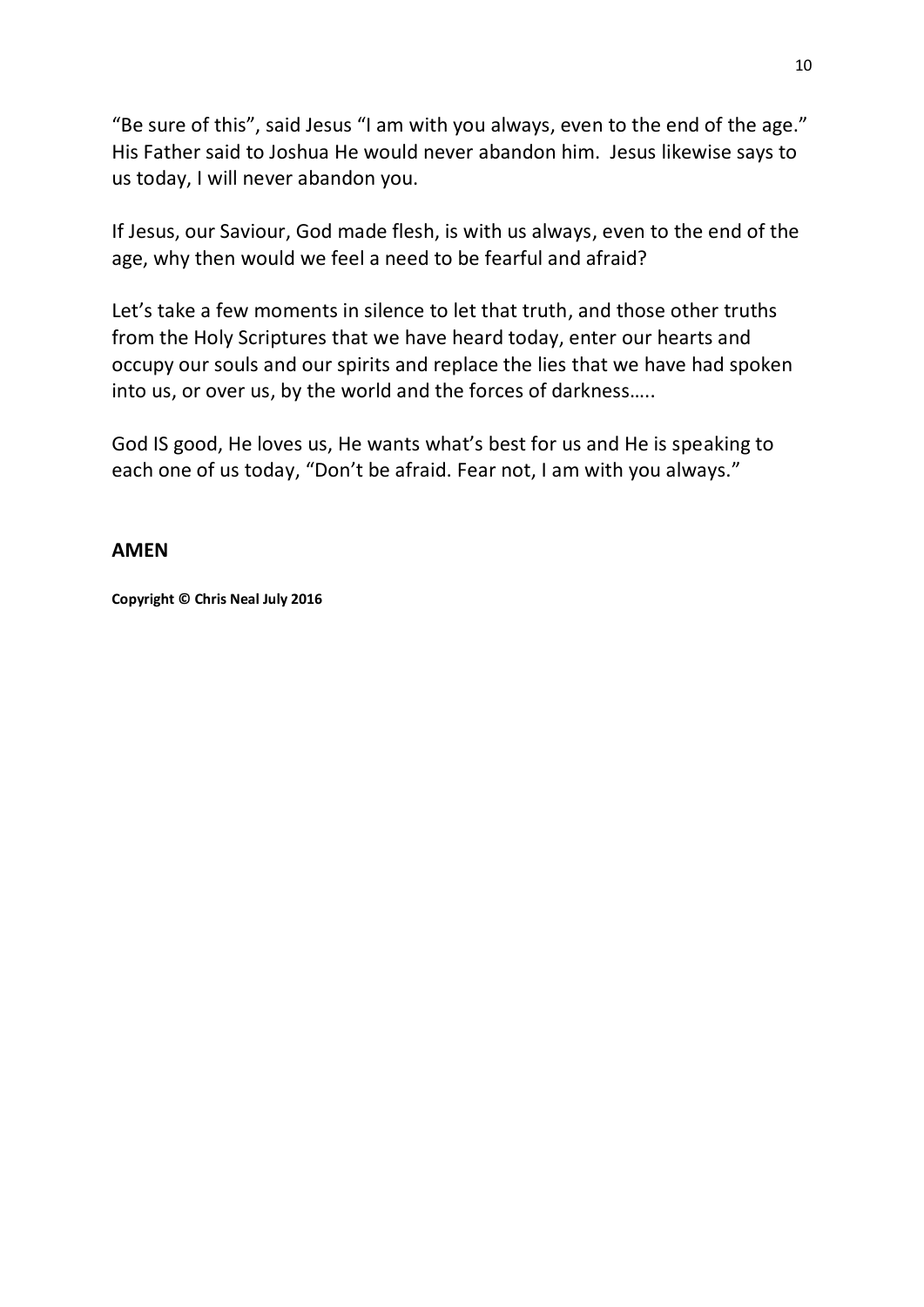"Be sure of this", said Jesus "I am with you always, even to the end of the age." His Father said to Joshua He would never abandon him. Jesus likewise says to us today, I will never abandon you.

If Jesus, our Saviour, God made flesh, is with us always, even to the end of the age, why then would we feel a need to be fearful and afraid?

Let's take a few moments in silence to let that truth, and those other truths from the Holy Scriptures that we have heard today, enter our hearts and occupy our souls and our spirits and replace the lies that we have had spoken into us, or over us, by the world and the forces of darkness…..

God IS good, He loves us, He wants what's best for us and He is speaking to each one of us today, "Don't be afraid. Fear not, I am with you always."

**AMEN**

**Copyright © Chris Neal July 2016**